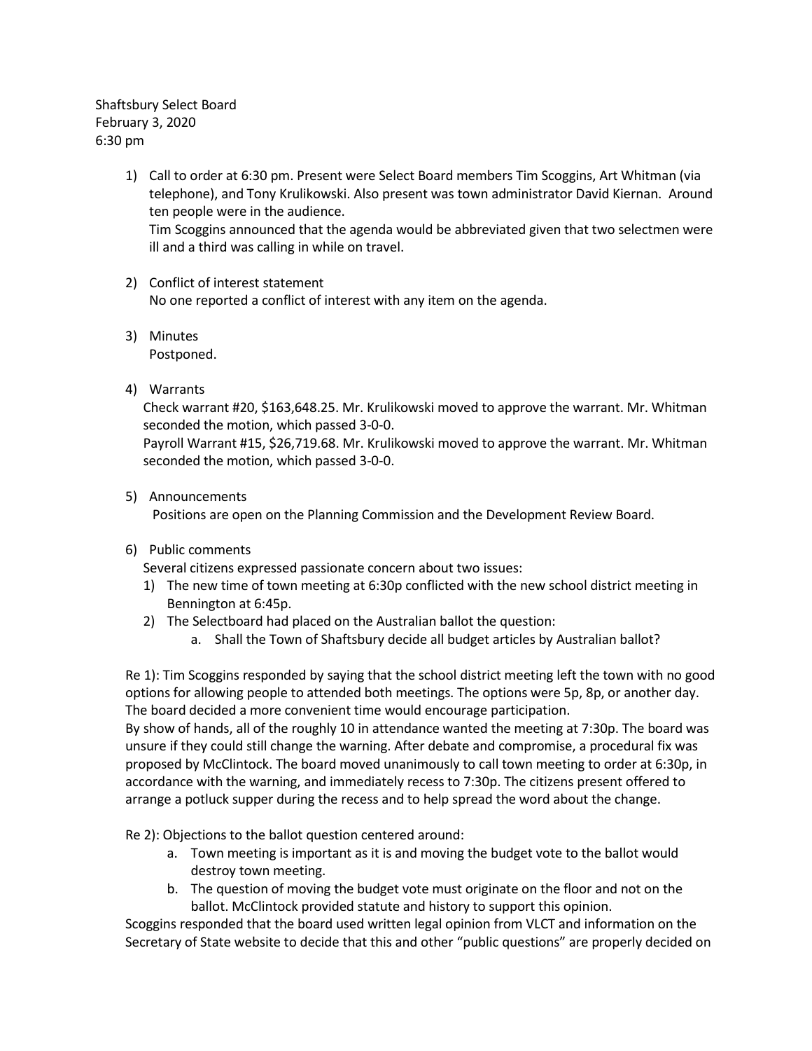Shaftsbury Select Board
February 3, 2020
6:30 pm

1) Call to order at 6:30 pm. Present were Select Board members Tim Scoggins, Art Whitman (via telephone), and Tony Krulikowski. Also present was town administrator David Kiernan. Around ten people were in the audience.
   Tim Scoggins announced that the agenda would be abbreviated given that two selectmen were ill and a third was calling in while on travel.

2) Conflict of interest statement
   No one reported a conflict of interest with any item on the agenda.

3) Minutes
   Postponed.

4) Warrants
   Check warrant #20, $163,648.25. Mr. Krulikowski moved to approve the warrant. Mr. Whitman seconded the motion, which passed 3-0-0.
   Payroll Warrant #15, $26,719.68. Mr. Krulikowski moved to approve the warrant. Mr. Whitman seconded the motion, which passed 3-0-0.

5) Announcements
   Positions are open on the Planning Commission and the Development Review Board.

6) Public comments
   Several citizens expressed passionate concern about two issues:
   1) The new time of town meeting at 6:30p conflicted with the new school district meeting in Bennington at 6:45p.
   2) The Selectboard had placed on the Australian ballot the question:
      a. Shall the Town of Shaftsbury decide all budget articles by Australian ballot?

Re 1): Tim Scoggins responded by saying that the school district meeting left the town with no good options for allowing people to attended both meetings. The options were 5p, 8p, or another day. The board decided a more convenient time would encourage participation.
By show of hands, all of the roughly 10 in attendance wanted the meeting at 7:30p. The board was unsure if they could still change the warning. After debate and compromise, a procedural fix was proposed by McClintock. The board moved unanimously to call town meeting to order at 6:30p, in accordance with the warning, and immediately recess to 7:30p. The citizens present offered to arrange a potluck supper during the recess and to help spread the word about the change.

Re 2): Objections to the ballot question centered around:

a. Town meeting is important as it is and moving the budget vote to the ballot would destroy town meeting.
b. The question of moving the budget vote must originate on the floor and not on the ballot. McClintock provided statute and history to support this opinion.

Scoggins responded that the board used written legal opinion from VLCT and information on the Secretary of State website to decide that this and other "public questions" are properly decided on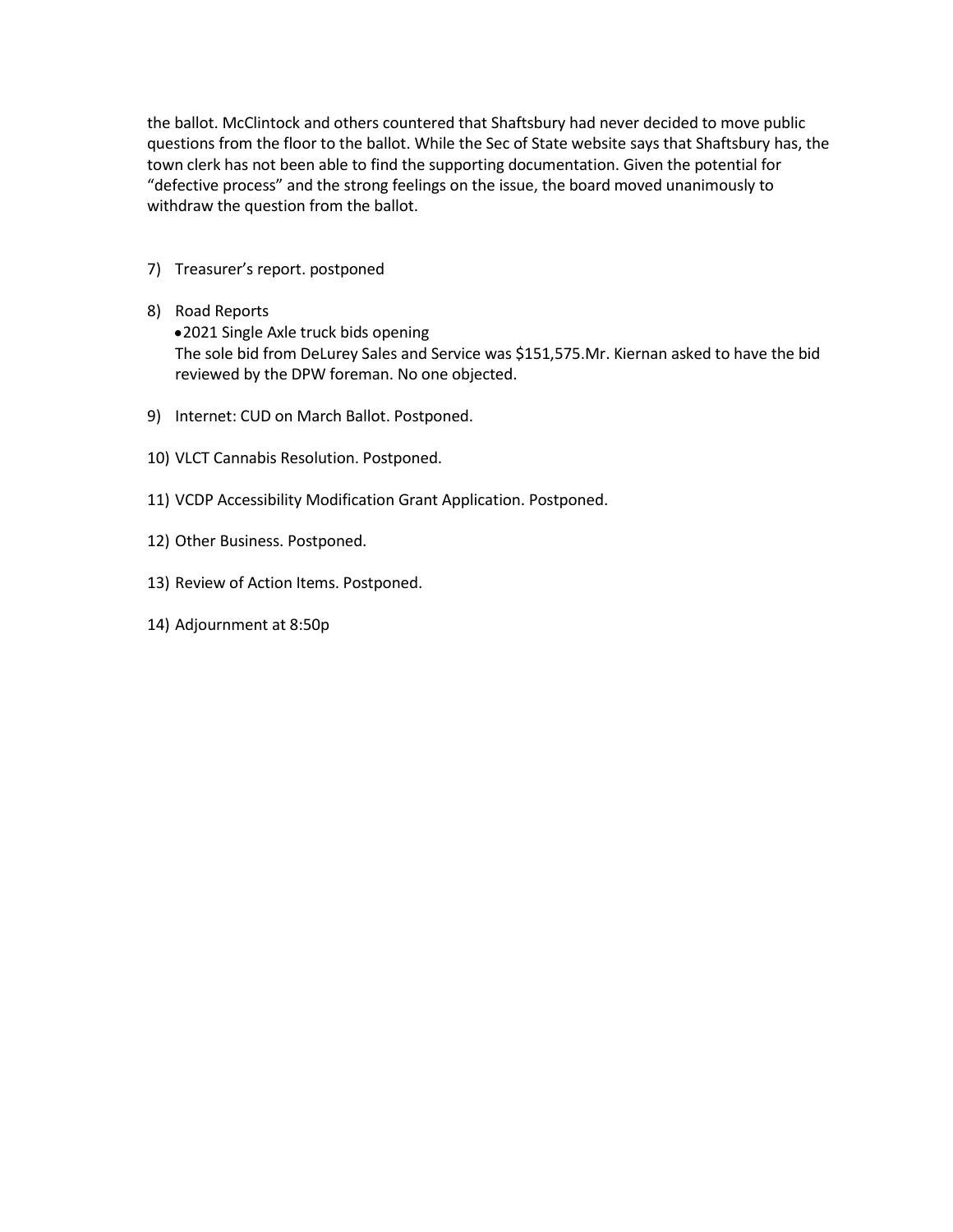the ballot. McClintock and others countered that Shaftsbury had never decided to move public questions from the floor to the ballot. While the Sec of State website says that Shaftsbury has, the town clerk has not been able to find the supporting documentation. Given the potential for "defective process" and the strong feelings on the issue, the board moved unanimously to withdraw the question from the ballot.

7) Treasurer's report. postponed

8) Road Reports
   - 2021 Single Axle truck bids opening

   The sole bid from DeLurey Sales and Service was $151,575.Mr. Kiernan asked to have the bid reviewed by the DPW foreman. No one objected.

9) Internet: CUD on March Ballot. Postponed.

10) VLCT Cannabis Resolution. Postponed.

11) VCDP Accessibility Modification Grant Application. Postponed.

12) Other Business. Postponed.

13) Review of Action Items. Postponed.

14) Adjournment at 8:50p